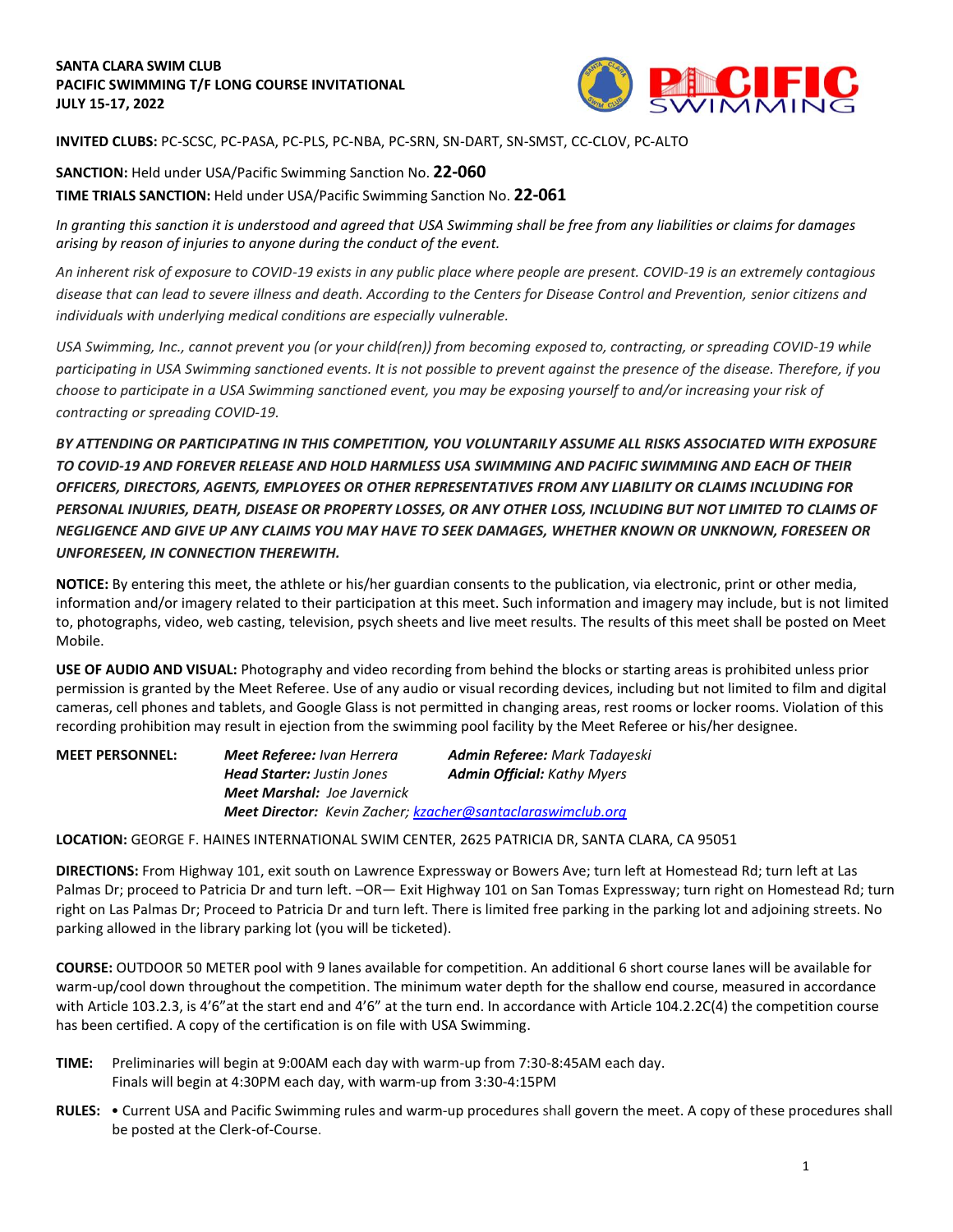**SANTA CLARA SWIM CLUB**
**PACIFIC SWIMMING T/F LONG COURSE INVITATIONAL**
**JULY 15-17, 2022**

**INVITED CLUBS:** PC-SCSC, PC-PASA, PC-PLS, PC-NBA, PC-SRN, SN-DART, SN-SMST, CC-CLOV, PC-ALTO

**SANCTION:** Held under USA/Pacific Swimming Sanction No. **22-060**

**TIME TRIALS SANCTION:** Held under USA/Pacific Swimming Sanction No. **22-061**

*In granting this sanction it is understood and agreed that USA Swimming shall be free from any liabilities or claims for damages arising by reason of injuries to anyone during the conduct of the event.*

*An inherent risk of exposure to COVID-19 exists in any public place where people are present. COVID-19 is an extremely contagious disease that can lead to severe illness and death. According to the Centers for Disease Control and Prevention, senior citizens and individuals with underlying medical conditions are especially vulnerable.*

*USA Swimming, Inc., cannot prevent you (or your child(ren)) from becoming exposed to, contracting, or spreading COVID-19 while participating in USA Swimming sanctioned events. It is not possible to prevent against the presence of the disease. Therefore, if you choose to participate in a USA Swimming sanctioned event, you may be exposing yourself to and/or increasing your risk of contracting or spreading COVID-19.*

***BY ATTENDING OR PARTICIPATING IN THIS COMPETITION, YOU VOLUNTARILY ASSUME ALL RISKS ASSOCIATED WITH EXPOSURE TO COVID-19 AND FOREVER RELEASE AND HOLD HARMLESS USA SWIMMING AND PACIFIC SWIMMING AND EACH OF THEIR OFFICERS, DIRECTORS, AGENTS, EMPLOYEES OR OTHER REPRESENTATIVES FROM ANY LIABILITY OR CLAIMS INCLUDING FOR PERSONAL INJURIES, DEATH, DISEASE OR PROPERTY LOSSES, OR ANY OTHER LOSS, INCLUDING BUT NOT LIMITED TO CLAIMS OF NEGLIGENCE AND GIVE UP ANY CLAIMS YOU MAY HAVE TO SEEK DAMAGES, WHETHER KNOWN OR UNKNOWN, FORESEEN OR UNFORESEEN, IN CONNECTION THEREWITH.***

**NOTICE:** By entering this meet, the athlete or his/her guardian consents to the publication, via electronic, print or other media, information and/or imagery related to their participation at this meet. Such information and imagery may include, but is not limited to, photographs, video, web casting, television, psych sheets and live meet results. The results of this meet shall be posted on Meet Mobile.

**USE OF AUDIO AND VISUAL:** Photography and video recording from behind the blocks or starting areas is prohibited unless prior permission is granted by the Meet Referee. Use of any audio or visual recording devices, including but not limited to film and digital cameras, cell phones and tablets, and Google Glass is not permitted in changing areas, rest rooms or locker rooms. Violation of this recording prohibition may result in ejection from the swimming pool facility by the Meet Referee or his/her designee.

**MEET PERSONNEL:**
***Meet Referee:*** *Ivan Herrera* — ***Admin Referee:*** *Mark Tadayeski*
***Head Starter:*** *Justin Jones* — ***Admin Official:*** *Kathy Myers*
***Meet Marshal:*** *Joe Javernick*
***Meet Director:*** *Kevin Zacher; kzacher@santaclaraswimclub.org*

**LOCATION:** GEORGE F. HAINES INTERNATIONAL SWIM CENTER, 2625 PATRICIA DR, SANTA CLARA, CA 95051

**DIRECTIONS:** From Highway 101, exit south on Lawrence Expressway or Bowers Ave; turn left at Homestead Rd; turn left at Las Palmas Dr; proceed to Patricia Dr and turn left. –OR— Exit Highway 101 on San Tomas Expressway; turn right on Homestead Rd; turn right on Las Palmas Dr; Proceed to Patricia Dr and turn left. There is limited free parking in the parking lot and adjoining streets. No parking allowed in the library parking lot (you will be ticketed).

**COURSE:** OUTDOOR 50 METER pool with 9 lanes available for competition. An additional 6 short course lanes will be available for warm-up/cool down throughout the competition. The minimum water depth for the shallow end course, measured in accordance with Article 103.2.3, is 4'6"at the start end and 4'6" at the turn end. In accordance with Article 104.2.2C(4) the competition course has been certified. A copy of the certification is on file with USA Swimming.

**TIME:** Preliminaries will begin at 9:00AM each day with warm-up from 7:30-8:45AM each day.
Finals will begin at 4:30PM each day, with warm-up from 3:30-4:15PM

**RULES:** • Current USA and Pacific Swimming rules and warm-up procedures shall govern the meet. A copy of these procedures shall be posted at the Clerk-of-Course.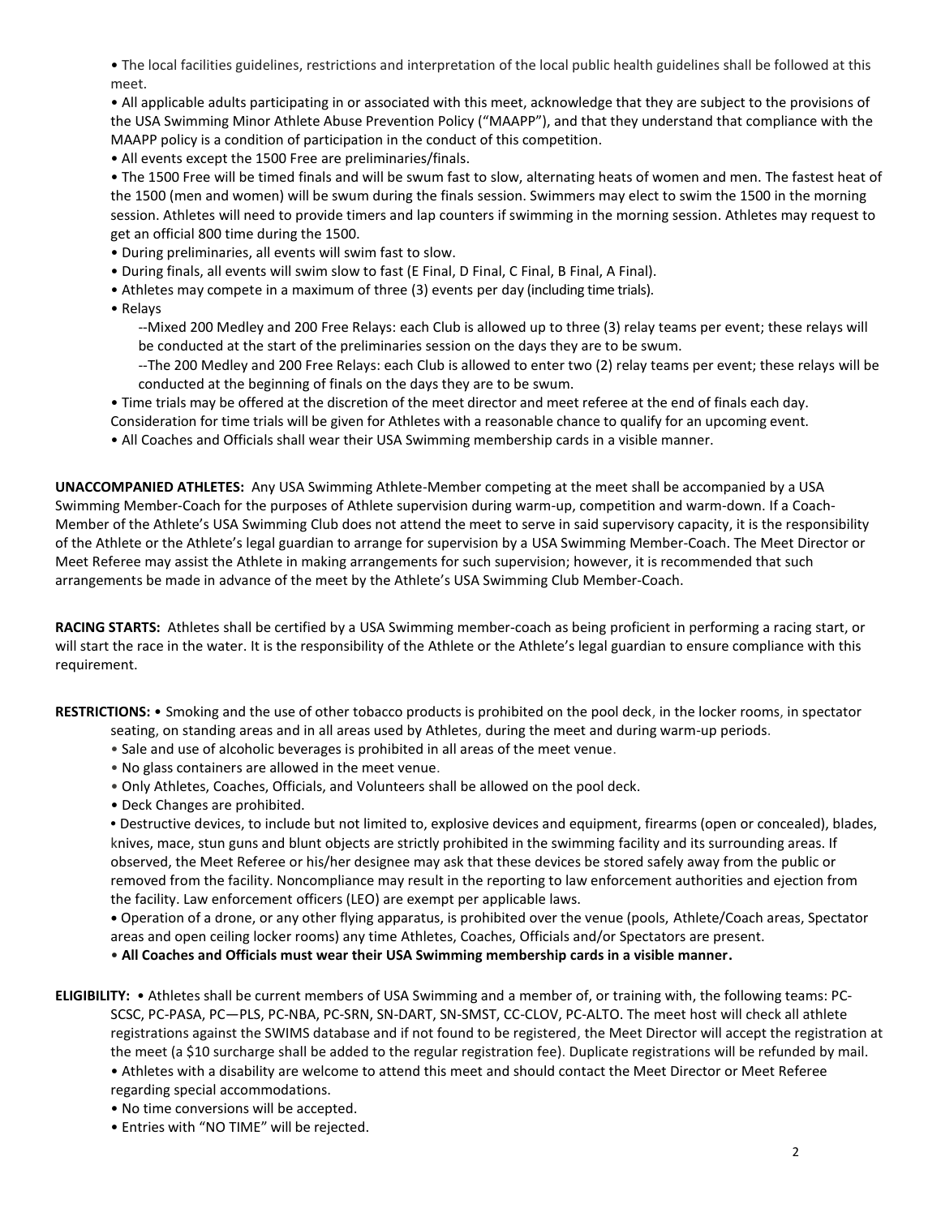- The local facilities guidelines, restrictions and interpretation of the local public health guidelines shall be followed at this meet.
- All applicable adults participating in or associated with this meet, acknowledge that they are subject to the provisions of the USA Swimming Minor Athlete Abuse Prevention Policy ("MAAPP"), and that they understand that compliance with the MAAPP policy is a condition of participation in the conduct of this competition.
- All events except the 1500 Free are preliminaries/finals.
- The 1500 Free will be timed finals and will be swum fast to slow, alternating heats of women and men. The fastest heat of the 1500 (men and women) will be swum during the finals session. Swimmers may elect to swim the 1500 in the morning session. Athletes will need to provide timers and lap counters if swimming in the morning session. Athletes may request to get an official 800 time during the 1500.
- During preliminaries, all events will swim fast to slow.
- During finals, all events will swim slow to fast (E Final, D Final, C Final, B Final, A Final).
- Athletes may compete in a maximum of three (3) events per day (including time trials).
- Relays
  - --Mixed 200 Medley and 200 Free Relays: each Club is allowed up to three (3) relay teams per event; these relays will be conducted at the start of the preliminaries session on the days they are to be swum.
  - --The 200 Medley and 200 Free Relays: each Club is allowed to enter two (2) relay teams per event; these relays will be conducted at the beginning of finals on the days they are to be swum.
- Time trials may be offered at the discretion of the meet director and meet referee at the end of finals each day. Consideration for time trials will be given for Athletes with a reasonable chance to qualify for an upcoming event.
- All Coaches and Officials shall wear their USA Swimming membership cards in a visible manner.

**UNACCOMPANIED ATHLETES:** Any USA Swimming Athlete-Member competing at the meet shall be accompanied by a USA Swimming Member-Coach for the purposes of Athlete supervision during warm-up, competition and warm-down. If a Coach-Member of the Athlete's USA Swimming Club does not attend the meet to serve in said supervisory capacity, it is the responsibility of the Athlete or the Athlete's legal guardian to arrange for supervision by a USA Swimming Member-Coach. The Meet Director or Meet Referee may assist the Athlete in making arrangements for such supervision; however, it is recommended that such arrangements be made in advance of the meet by the Athlete's USA Swimming Club Member-Coach.

**RACING STARTS:** Athletes shall be certified by a USA Swimming member-coach as being proficient in performing a racing start, or will start the race in the water. It is the responsibility of the Athlete or the Athlete's legal guardian to ensure compliance with this requirement.

**RESTRICTIONS:**
- Smoking and the use of other tobacco products is prohibited on the pool deck, in the locker rooms, in spectator seating, on standing areas and in all areas used by Athletes, during the meet and during warm-up periods.
- Sale and use of alcoholic beverages is prohibited in all areas of the meet venue.
- No glass containers are allowed in the meet venue.
- Only Athletes, Coaches, Officials, and Volunteers shall be allowed on the pool deck.
- Deck Changes are prohibited.
- Destructive devices, to include but not limited to, explosive devices and equipment, firearms (open or concealed), blades, knives, mace, stun guns and blunt objects are strictly prohibited in the swimming facility and its surrounding areas. If observed, the Meet Referee or his/her designee may ask that these devices be stored safely away from the public or removed from the facility. Noncompliance may result in the reporting to law enforcement authorities and ejection from the facility. Law enforcement officers (LEO) are exempt per applicable laws.
- Operation of a drone, or any other flying apparatus, is prohibited over the venue (pools, Athlete/Coach areas, Spectator areas and open ceiling locker rooms) any time Athletes, Coaches, Officials and/or Spectators are present.
- **All Coaches and Officials must wear their USA Swimming membership cards in a visible manner.**

**ELIGIBILITY:**
- Athletes shall be current members of USA Swimming and a member of, or training with, the following teams: PC-SCSC, PC-PASA, PC—PLS, PC-NBA, PC-SRN, SN-DART, SN-SMST, CC-CLOV, PC-ALTO. The meet host will check all athlete registrations against the SWIMS database and if not found to be registered, the Meet Director will accept the registration at the meet (a $10 surcharge shall be added to the regular registration fee). Duplicate registrations will be refunded by mail.
- Athletes with a disability are welcome to attend this meet and should contact the Meet Director or Meet Referee regarding special accommodations.
- No time conversions will be accepted.
- Entries with "NO TIME" will be rejected.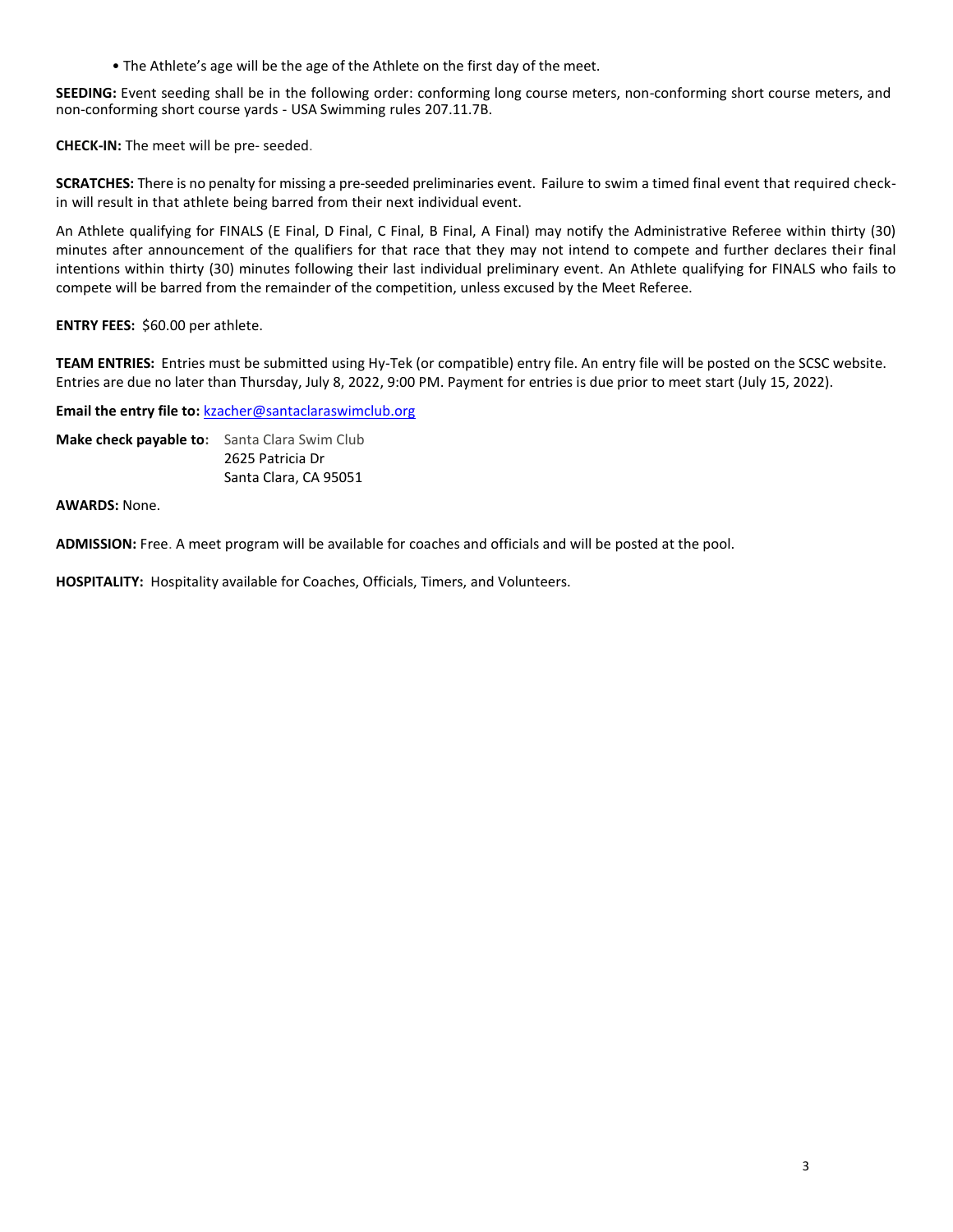- The Athlete's age will be the age of the Athlete on the first day of the meet.

**SEEDING:** Event seeding shall be in the following order: conforming long course meters, non-conforming short course meters, and non-conforming short course yards - USA Swimming rules 207.11.7B.

**CHECK-IN:** The meet will be pre- seeded.

**SCRATCHES:** There is no penalty for missing a pre-seeded preliminaries event. Failure to swim a timed final event that required check-in will result in that athlete being barred from their next individual event.

An Athlete qualifying for FINALS (E Final, D Final, C Final, B Final, A Final) may notify the Administrative Referee within thirty (30) minutes after announcement of the qualifiers for that race that they may not intend to compete and further declares their final intentions within thirty (30) minutes following their last individual preliminary event. An Athlete qualifying for FINALS who fails to compete will be barred from the remainder of the competition, unless excused by the Meet Referee.

**ENTRY FEES:** $60.00 per athlete.

**TEAM ENTRIES:** Entries must be submitted using Hy-Tek (or compatible) entry file. An entry file will be posted on the SCSC website. Entries are due no later than Thursday, July 8, 2022, 9:00 PM. Payment for entries is due prior to meet start (July 15, 2022).

**Email the entry file to:** kzacher@santaclaraswimclub.org

**Make check payable to:** Santa Clara Swim Club
2625 Patricia Dr
Santa Clara, CA 95051

**AWARDS:** None.

**ADMISSION:** Free. A meet program will be available for coaches and officials and will be posted at the pool.

**HOSPITALITY:** Hospitality available for Coaches, Officials, Timers, and Volunteers.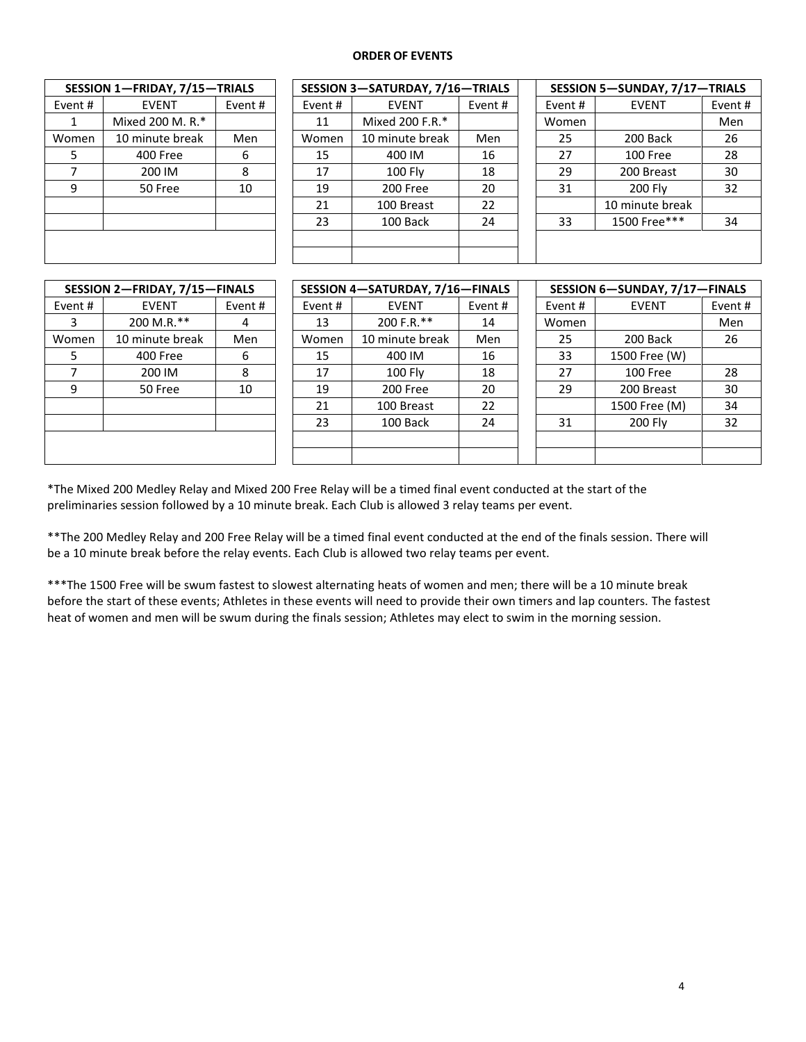**ORDER OF EVENTS**

| SESSION 1—FRIDAY, 7/15—TRIALS | | |
|---|---|---|
| Event # | EVENT | Event # |
| 1 | Mixed 200 M. R.* | |
| Women | 10 minute break | Men |
| 5 | 400 Free | 6 |
| 7 | 200 IM | 8 |
| 9 | 50 Free | 10 |

| SESSION 3—SATURDAY, 7/16—TRIALS | | |
|---|---|---|
| Event # | EVENT | Event # |
| 11 | Mixed 200 F.R.* | |
| Women | 10 minute break | Men |
| 15 | 400 IM | 16 |
| 17 | 100 Fly | 18 |
| 19 | 200 Free | 20 |
| 21 | 100 Breast | 22 |
| 23 | 100 Back | 24 |

| SESSION 5—SUNDAY, 7/17—TRIALS | | |
|---|---|---|
| Event # | EVENT | Event # |
| Women | | Men |
| 25 | 200 Back | 26 |
| 27 | 100 Free | 28 |
| 29 | 200 Breast | 30 |
| 31 | 200 Fly | 32 |
| | 10 minute break | |
| 33 | 1500 Free*** | 34 |

| SESSION 2—FRIDAY, 7/15—FINALS | | |
|---|---|---|
| Event # | EVENT | Event # |
| 3 | 200 M.R.** | 4 |
| Women | 10 minute break | Men |
| 5 | 400 Free | 6 |
| 7 | 200 IM | 8 |
| 9 | 50 Free | 10 |

| SESSION 4—SATURDAY, 7/16—FINALS | | |
|---|---|---|
| Event # | EVENT | Event # |
| 13 | 200 F.R.** | 14 |
| Women | 10 minute break | Men |
| 15 | 400 IM | 16 |
| 17 | 100 Fly | 18 |
| 19 | 200 Free | 20 |
| 21 | 100 Breast | 22 |
| 23 | 100 Back | 24 |

| SESSION 6—SUNDAY, 7/17—FINALS | | |
|---|---|---|
| Event # | EVENT | Event # |
| Women | | Men |
| 25 | 200 Back | 26 |
| 33 | 1500 Free (W) | |
| 27 | 100 Free | 28 |
| 29 | 200 Breast | 30 |
| | 1500 Free (M) | 34 |
| 31 | 200 Fly | 32 |

*The Mixed 200 Medley Relay and Mixed 200 Free Relay will be a timed final event conducted at the start of the preliminaries session followed by a 10 minute break. Each Club is allowed 3 relay teams per event.

**The 200 Medley Relay and 200 Free Relay will be a timed final event conducted at the end of the finals session. There will be a 10 minute break before the relay events. Each Club is allowed two relay teams per event.

***The 1500 Free will be swum fastest to slowest alternating heats of women and men; there will be a 10 minute break before the start of these events; Athletes in these events will need to provide their own timers and lap counters. The fastest heat of women and men will be swum during the finals session; Athletes may elect to swim in the morning session.